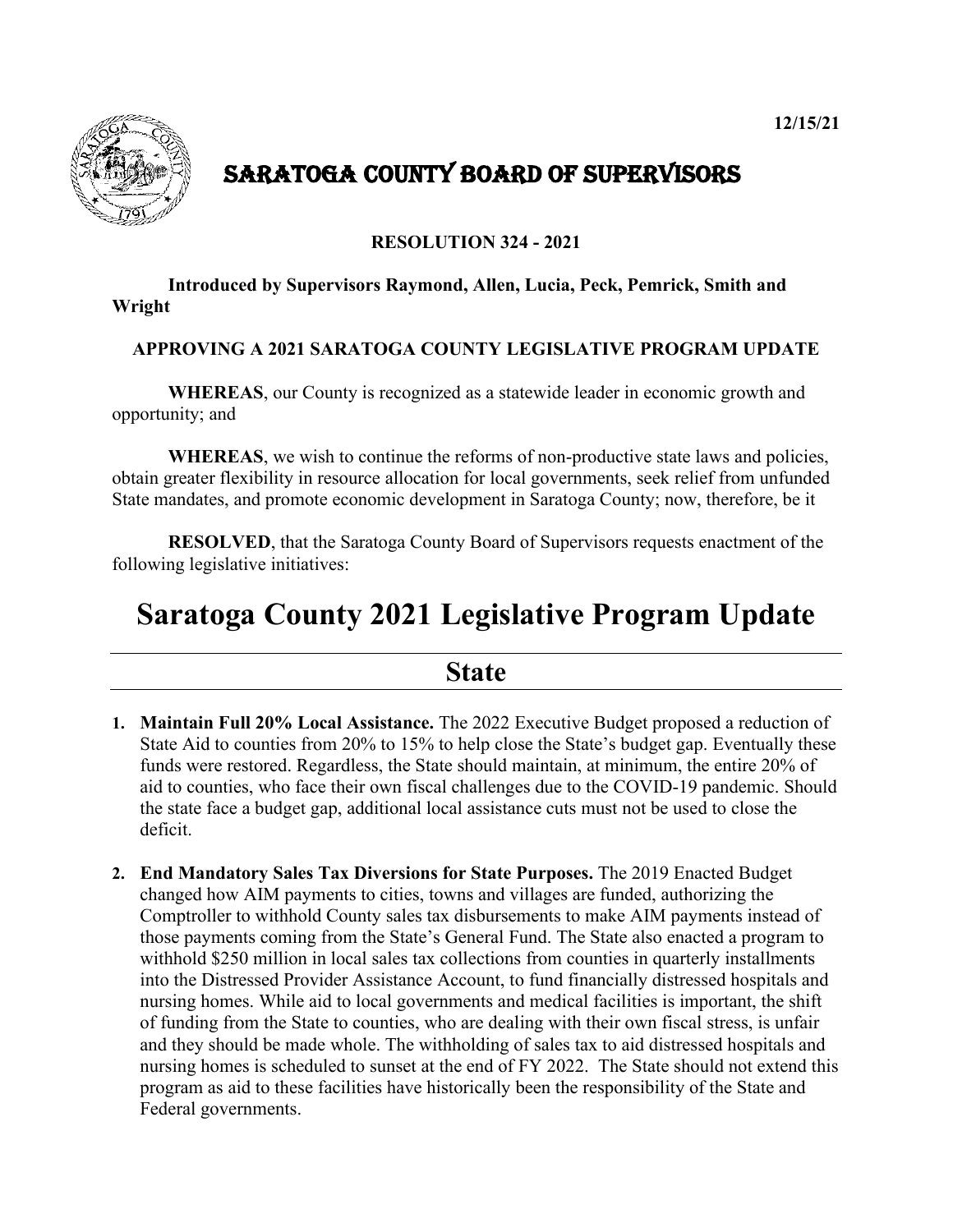12/15/21

# SARATOGA COUNTY BOARD OF SUPERVISORS

**RESOLUTION 324 - 2021**

**Introduced by Supervisors Raymond, Allen, Lucia, Peck, Pemrick, Smith and Wright**

**APPROVING A 2021 SARATOGA COUNTY LEGISLATIVE PROGRAM UPDATE**

**WHEREAS**, our County is recognized as a statewide leader in economic growth and opportunity; and

**WHEREAS**, we wish to continue the reforms of non-productive state laws and policies, obtain greater flexibility in resource allocation for local governments, seek relief from unfunded State mandates, and promote economic development in Saratoga County; now, therefore, be it

**RESOLVED**, that the Saratoga County Board of Supervisors requests enactment of the following legislative initiatives:

# Saratoga County 2021 Legislative Program Update

## State

1. **Maintain Full 20% Local Assistance.** The 2022 Executive Budget proposed a reduction of State Aid to counties from 20% to 15% to help close the State's budget gap. Eventually these funds were restored. Regardless, the State should maintain, at minimum, the entire 20% of aid to counties, who face their own fiscal challenges due to the COVID-19 pandemic. Should the state face a budget gap, additional local assistance cuts must not be used to close the deficit.

2. **End Mandatory Sales Tax Diversions for State Purposes.** The 2019 Enacted Budget changed how AIM payments to cities, towns and villages are funded, authorizing the Comptroller to withhold County sales tax disbursements to make AIM payments instead of those payments coming from the State's General Fund. The State also enacted a program to withhold $250 million in local sales tax collections from counties in quarterly installments into the Distressed Provider Assistance Account, to fund financially distressed hospitals and nursing homes. While aid to local governments and medical facilities is important, the shift of funding from the State to counties, who are dealing with their own fiscal stress, is unfair and they should be made whole. The withholding of sales tax to aid distressed hospitals and nursing homes is scheduled to sunset at the end of FY 2022. The State should not extend this program as aid to these facilities have historically been the responsibility of the State and Federal governments.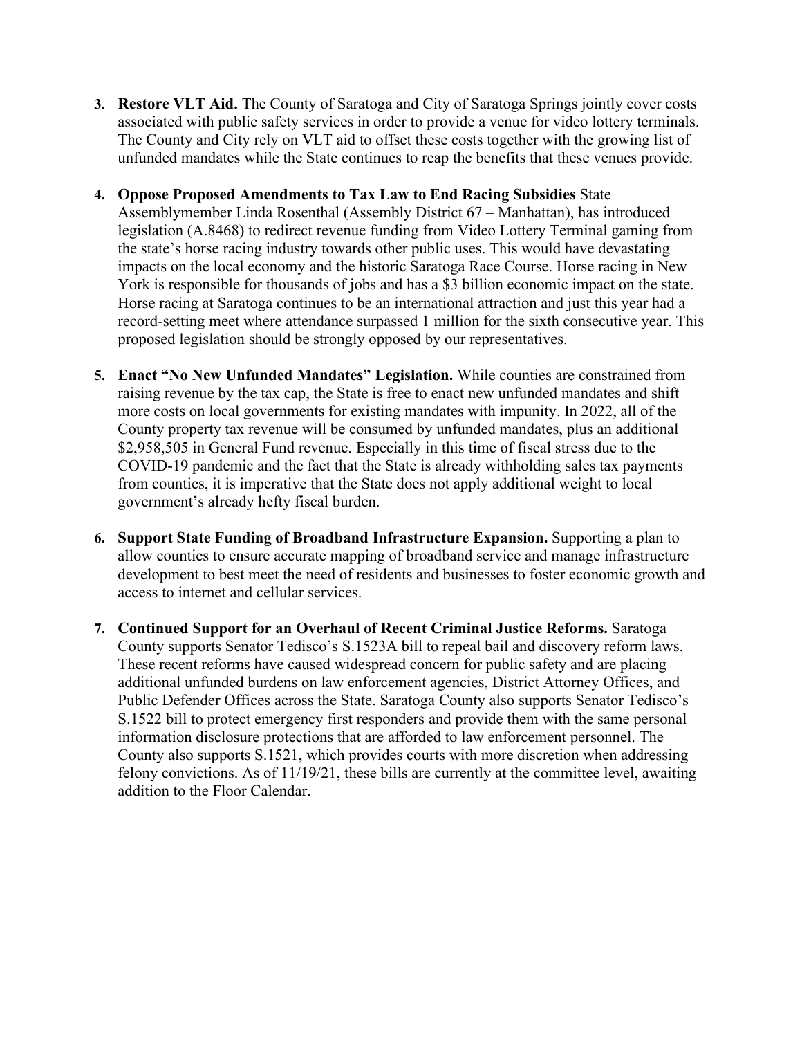3. **Restore VLT Aid.** The County of Saratoga and City of Saratoga Springs jointly cover costs associated with public safety services in order to provide a venue for video lottery terminals. The County and City rely on VLT aid to offset these costs together with the growing list of unfunded mandates while the State continues to reap the benefits that these venues provide.

4. **Oppose Proposed Amendments to Tax Law to End Racing Subsidies** State Assemblymember Linda Rosenthal (Assembly District 67 – Manhattan), has introduced legislation (A.8468) to redirect revenue funding from Video Lottery Terminal gaming from the state's horse racing industry towards other public uses. This would have devastating impacts on the local economy and the historic Saratoga Race Course. Horse racing in New York is responsible for thousands of jobs and has a $3 billion economic impact on the state. Horse racing at Saratoga continues to be an international attraction and just this year had a record-setting meet where attendance surpassed 1 million for the sixth consecutive year. This proposed legislation should be strongly opposed by our representatives.

5. **Enact "No New Unfunded Mandates" Legislation.** While counties are constrained from raising revenue by the tax cap, the State is free to enact new unfunded mandates and shift more costs on local governments for existing mandates with impunity. In 2022, all of the County property tax revenue will be consumed by unfunded mandates, plus an additional $2,958,505 in General Fund revenue. Especially in this time of fiscal stress due to the COVID-19 pandemic and the fact that the State is already withholding sales tax payments from counties, it is imperative that the State does not apply additional weight to local government's already hefty fiscal burden.

6. **Support State Funding of Broadband Infrastructure Expansion.** Supporting a plan to allow counties to ensure accurate mapping of broadband service and manage infrastructure development to best meet the need of residents and businesses to foster economic growth and access to internet and cellular services.

7. **Continued Support for an Overhaul of Recent Criminal Justice Reforms.** Saratoga County supports Senator Tedisco's S.1523A bill to repeal bail and discovery reform laws. These recent reforms have caused widespread concern for public safety and are placing additional unfunded burdens on law enforcement agencies, District Attorney Offices, and Public Defender Offices across the State. Saratoga County also supports Senator Tedisco's S.1522 bill to protect emergency first responders and provide them with the same personal information disclosure protections that are afforded to law enforcement personnel. The County also supports S.1521, which provides courts with more discretion when addressing felony convictions. As of 11/19/21, these bills are currently at the committee level, awaiting addition to the Floor Calendar.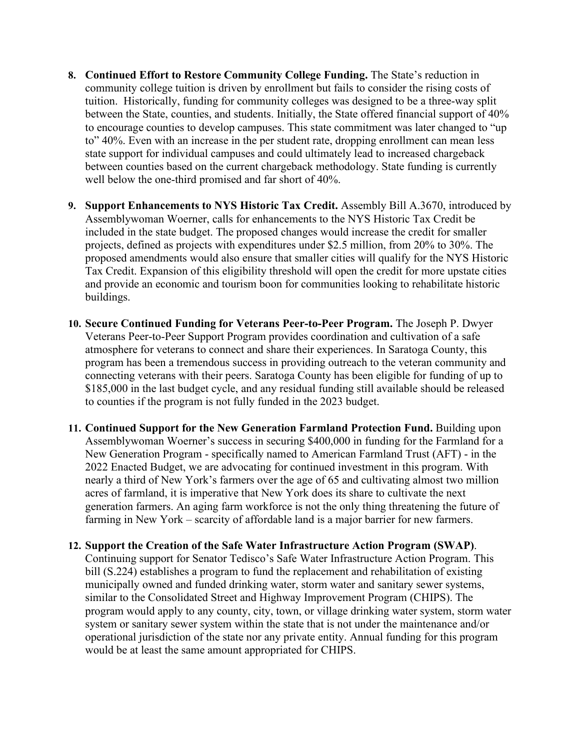8. **Continued Effort to Restore Community College Funding.** The State's reduction in community college tuition is driven by enrollment but fails to consider the rising costs of tuition. Historically, funding for community colleges was designed to be a three-way split between the State, counties, and students. Initially, the State offered financial support of 40% to encourage counties to develop campuses. This state commitment was later changed to "up to" 40%. Even with an increase in the per student rate, dropping enrollment can mean less state support for individual campuses and could ultimately lead to increased chargeback between counties based on the current chargeback methodology. State funding is currently well below the one-third promised and far short of 40%.

9. **Support Enhancements to NYS Historic Tax Credit.** Assembly Bill A.3670, introduced by Assemblywoman Woerner, calls for enhancements to the NYS Historic Tax Credit be included in the state budget. The proposed changes would increase the credit for smaller projects, defined as projects with expenditures under $2.5 million, from 20% to 30%. The proposed amendments would also ensure that smaller cities will qualify for the NYS Historic Tax Credit. Expansion of this eligibility threshold will open the credit for more upstate cities and provide an economic and tourism boon for communities looking to rehabilitate historic buildings.

10. **Secure Continued Funding for Veterans Peer-to-Peer Program.** The Joseph P. Dwyer Veterans Peer-to-Peer Support Program provides coordination and cultivation of a safe atmosphere for veterans to connect and share their experiences. In Saratoga County, this program has been a tremendous success in providing outreach to the veteran community and connecting veterans with their peers. Saratoga County has been eligible for funding of up to $185,000 in the last budget cycle, and any residual funding still available should be released to counties if the program is not fully funded in the 2023 budget.

11. **Continued Support for the New Generation Farmland Protection Fund.** Building upon Assemblywoman Woerner's success in securing $400,000 in funding for the Farmland for a New Generation Program - specifically named to American Farmland Trust (AFT) - in the 2022 Enacted Budget, we are advocating for continued investment in this program. With nearly a third of New York's farmers over the age of 65 and cultivating almost two million acres of farmland, it is imperative that New York does its share to cultivate the next generation farmers. An aging farm workforce is not the only thing threatening the future of farming in New York – scarcity of affordable land is a major barrier for new farmers.

12. **Support the Creation of the Safe Water Infrastructure Action Program (SWAP)**. Continuing support for Senator Tedisco's Safe Water Infrastructure Action Program. This bill (S.224) establishes a program to fund the replacement and rehabilitation of existing municipally owned and funded drinking water, storm water and sanitary sewer systems, similar to the Consolidated Street and Highway Improvement Program (CHIPS). The program would apply to any county, city, town, or village drinking water system, storm water system or sanitary sewer system within the state that is not under the maintenance and/or operational jurisdiction of the state nor any private entity. Annual funding for this program would be at least the same amount appropriated for CHIPS.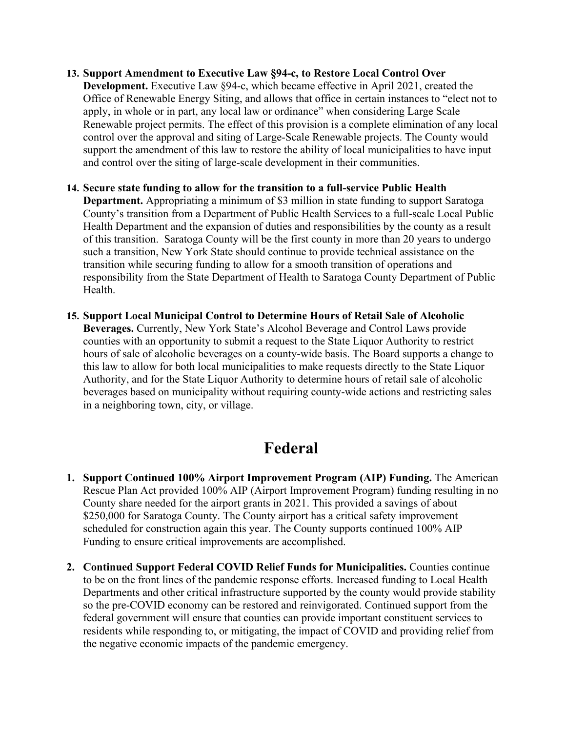13. **Support Amendment to Executive Law §94-c, to Restore Local Control Over Development.** Executive Law §94-c, which became effective in April 2021, created the Office of Renewable Energy Siting, and allows that office in certain instances to "elect not to apply, in whole or in part, any local law or ordinance" when considering Large Scale Renewable project permits. The effect of this provision is a complete elimination of any local control over the approval and siting of Large-Scale Renewable projects. The County would support the amendment of this law to restore the ability of local municipalities to have input and control over the siting of large-scale development in their communities.

14. **Secure state funding to allow for the transition to a full-service Public Health Department.** Appropriating a minimum of $3 million in state funding to support Saratoga County's transition from a Department of Public Health Services to a full-scale Local Public Health Department and the expansion of duties and responsibilities by the county as a result of this transition. Saratoga County will be the first county in more than 20 years to undergo such a transition, New York State should continue to provide technical assistance on the transition while securing funding to allow for a smooth transition of operations and responsibility from the State Department of Health to Saratoga County Department of Public Health.

15. **Support Local Municipal Control to Determine Hours of Retail Sale of Alcoholic Beverages.** Currently, New York State's Alcohol Beverage and Control Laws provide counties with an opportunity to submit a request to the State Liquor Authority to restrict hours of sale of alcoholic beverages on a county-wide basis. The Board supports a change to this law to allow for both local municipalities to make requests directly to the State Liquor Authority, and for the State Liquor Authority to determine hours of retail sale of alcoholic beverages based on municipality without requiring county-wide actions and restricting sales in a neighboring town, city, or village.

# Federal

1. **Support Continued 100% Airport Improvement Program (AIP) Funding.** The American Rescue Plan Act provided 100% AIP (Airport Improvement Program) funding resulting in no County share needed for the airport grants in 2021. This provided a savings of about $250,000 for Saratoga County. The County airport has a critical safety improvement scheduled for construction again this year. The County supports continued 100% AIP Funding to ensure critical improvements are accomplished.

2. **Continued Support Federal COVID Relief Funds for Municipalities.** Counties continue to be on the front lines of the pandemic response efforts. Increased funding to Local Health Departments and other critical infrastructure supported by the county would provide stability so the pre-COVID economy can be restored and reinvigorated. Continued support from the federal government will ensure that counties can provide important constituent services to residents while responding to, or mitigating, the impact of COVID and providing relief from the negative economic impacts of the pandemic emergency.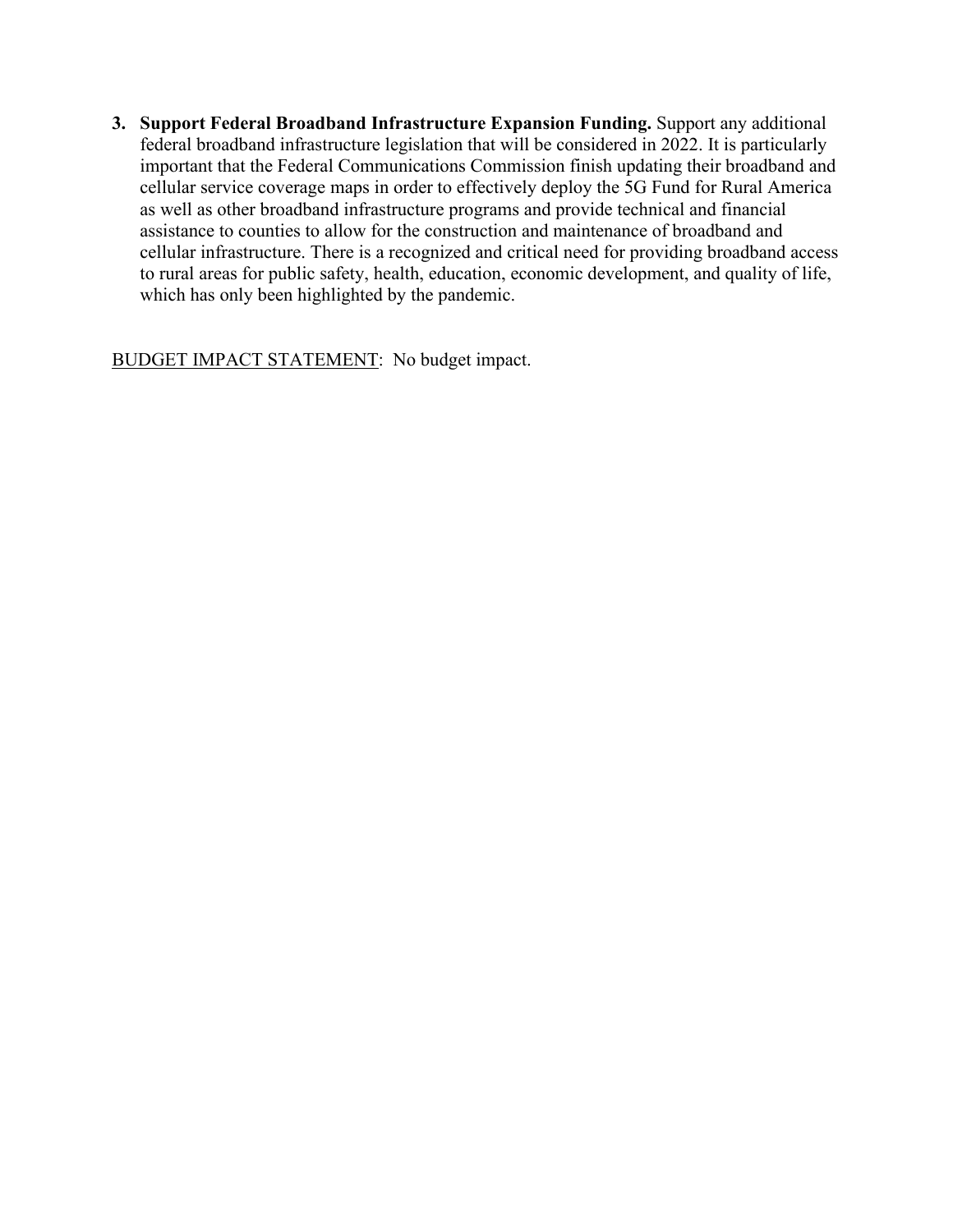3. **Support Federal Broadband Infrastructure Expansion Funding.** Support any additional federal broadband infrastructure legislation that will be considered in 2022. It is particularly important that the Federal Communications Commission finish updating their broadband and cellular service coverage maps in order to effectively deploy the 5G Fund for Rural America as well as other broadband infrastructure programs and provide technical and financial assistance to counties to allow for the construction and maintenance of broadband and cellular infrastructure. There is a recognized and critical need for providing broadband access to rural areas for public safety, health, education, economic development, and quality of life, which has only been highlighted by the pandemic.

<u>BUDGET IMPACT STATEMENT</u>: No budget impact.